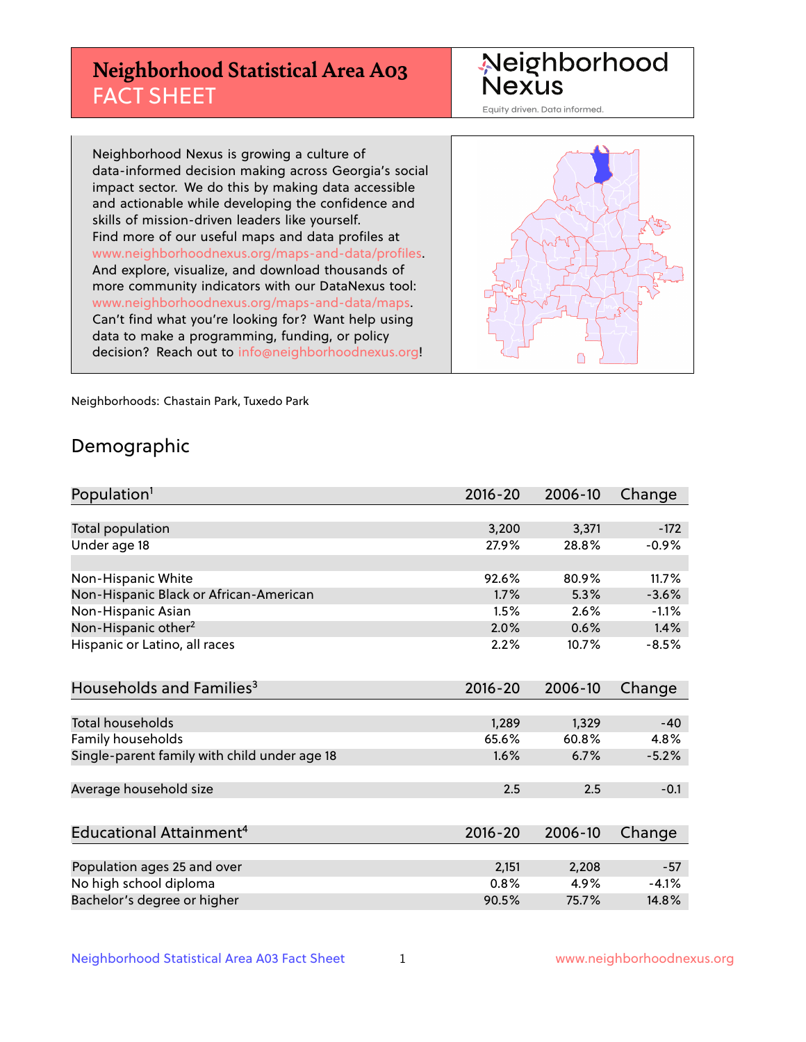# Neighborhood Statistical Area A03 FACT SHEET

Neighborhood Nexus

Equity driven. Data informed.

Neighborhood Nexus is growing a culture of data-informed decision making across Georgia's social impact sector. We do this by making data accessible and actionable while developing the confidence and skills of mission-driven leaders like yourself. Find more of our useful maps and data profiles at www.neighborhoodnexus.org/maps-and-data/profiles. And explore, visualize, and download thousands of more community indicators with our DataNexus tool: www.neighborhoodnexus.org/maps-and-data/maps. Can't find what you're looking for? Want help using data to make a programming, funding, or policy decision? Reach out to info@neighborhoodnexus.org!

Neighborhoods: Chastain Park, Tuxedo Park

## Demographic

| Population[1] | 2016-20 | 2006-10 | Change |
|---|---|---|---|
| Total population | 3,200 | 3,371 | -172 |
| Under age 18 | 27.9% | 28.8% | -0.9% |
| | | | |
| Non-Hispanic White | 92.6% | 80.9% | 11.7% |
| Non-Hispanic Black or African-American | 1.7% | 5.3% | -3.6% |
| Non-Hispanic Asian | 1.5% | 2.6% | -1.1% |
| Non-Hispanic other[2] | 2.0% | 0.6% | 1.4% |
| Hispanic or Latino, all races | 2.2% | 10.7% | -8.5% |

| Households and Families[3] | 2016-20 | 2006-10 | Change |
|---|---|---|---|
| Total households | 1,289 | 1,329 | -40 |
| Family households | 65.6% | 60.8% | 4.8% |
| Single-parent family with child under age 18 | 1.6% | 6.7% | -5.2% |
| | | | |
| Average household size | 2.5 | 2.5 | -0.1 |

| Educational Attainment[4] | 2016-20 | 2006-10 | Change |
|---|---|---|---|
| Population ages 25 and over | 2,151 | 2,208 | -57 |
| No high school diploma | 0.8% | 4.9% | -4.1% |
| Bachelor's degree or higher | 90.5% | 75.7% | 14.8% |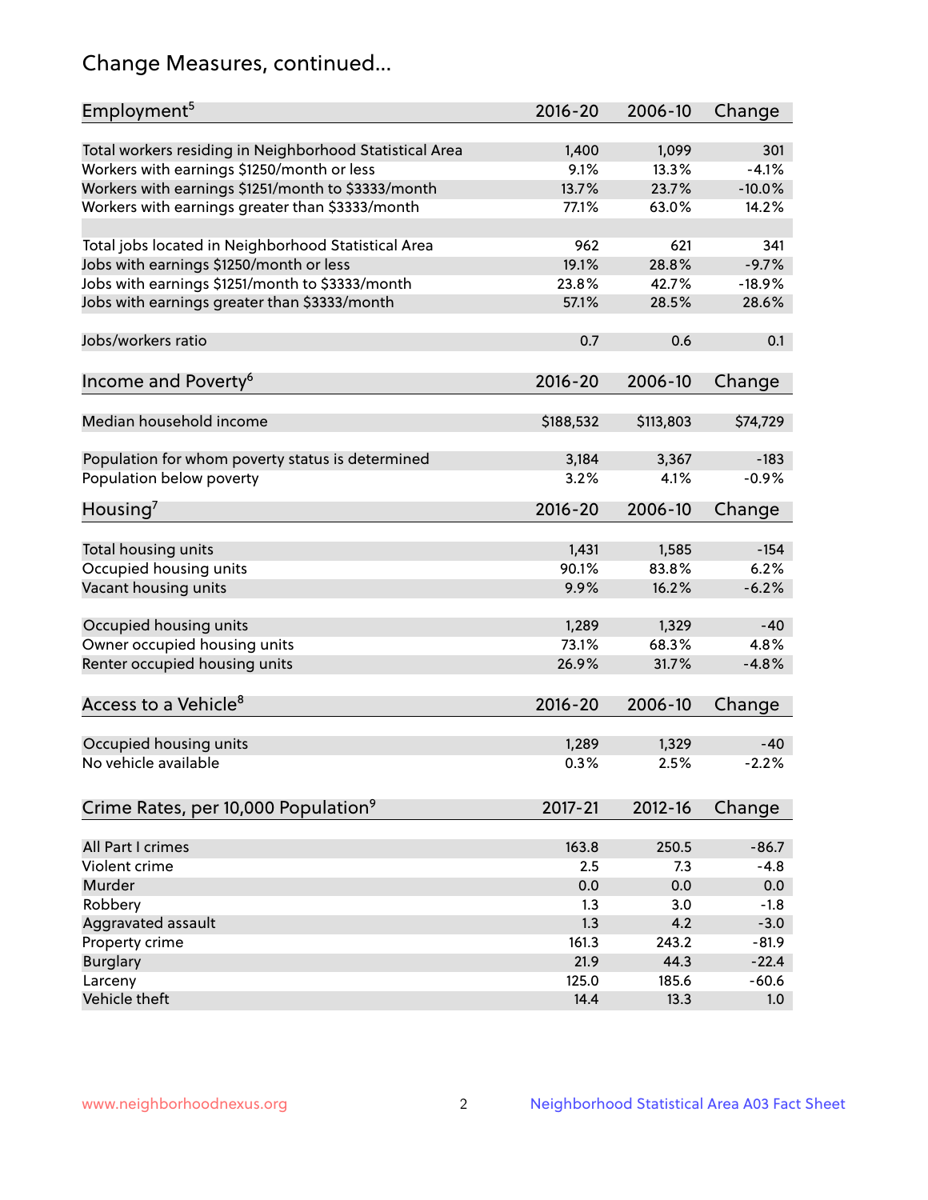# Change Measures, continued...

| Employment[5] | 2016-20 | 2006-10 | Change |
|---|---|---|---|
| Total workers residing in Neighborhood Statistical Area | 1,400 | 1,099 | 301 |
| Workers with earnings $1250/month or less | 9.1% | 13.3% | -4.1% |
| Workers with earnings $1251/month to $3333/month | 13.7% | 23.7% | -10.0% |
| Workers with earnings greater than $3333/month | 77.1% | 63.0% | 14.2% |
| | | | |
| Total jobs located in Neighborhood Statistical Area | 962 | 621 | 341 |
| Jobs with earnings $1250/month or less | 19.1% | 28.8% | -9.7% |
| Jobs with earnings $1251/month to $3333/month | 23.8% | 42.7% | -18.9% |
| Jobs with earnings greater than $3333/month | 57.1% | 28.5% | 28.6% |
| | | | |
| Jobs/workers ratio | 0.7 | 0.6 | 0.1 |

| Income and Poverty[6] | 2016-20 | 2006-10 | Change |
|---|---|---|---|
| Median household income | $188,532 | $113,803 | $74,729 |
| | | | |
| Population for whom poverty status is determined | 3,184 | 3,367 | -183 |
| Population below poverty | 3.2% | 4.1% | -0.9% |

| Housing[7] | 2016-20 | 2006-10 | Change |
|---|---|---|---|
| Total housing units | 1,431 | 1,585 | -154 |
| Occupied housing units | 90.1% | 83.8% | 6.2% |
| Vacant housing units | 9.9% | 16.2% | -6.2% |
| | | | |
| Occupied housing units | 1,289 | 1,329 | -40 |
| Owner occupied housing units | 73.1% | 68.3% | 4.8% |
| Renter occupied housing units | 26.9% | 31.7% | -4.8% |

| Access to a Vehicle[8] | 2016-20 | 2006-10 | Change |
|---|---|---|---|
| Occupied housing units | 1,289 | 1,329 | -40 |
| No vehicle available | 0.3% | 2.5% | -2.2% |

| Crime Rates, per 10,000 Population[9] | 2017-21 | 2012-16 | Change |
|---|---|---|---|
| All Part I crimes | 163.8 | 250.5 | -86.7 |
| Violent crime | 2.5 | 7.3 | -4.8 |
| Murder | 0.0 | 0.0 | 0.0 |
| Robbery | 1.3 | 3.0 | -1.8 |
| Aggravated assault | 1.3 | 4.2 | -3.0 |
| Property crime | 161.3 | 243.2 | -81.9 |
| Burglary | 21.9 | 44.3 | -22.4 |
| Larceny | 125.0 | 185.6 | -60.6 |
| Vehicle theft | 14.4 | 13.3 | 1.0 |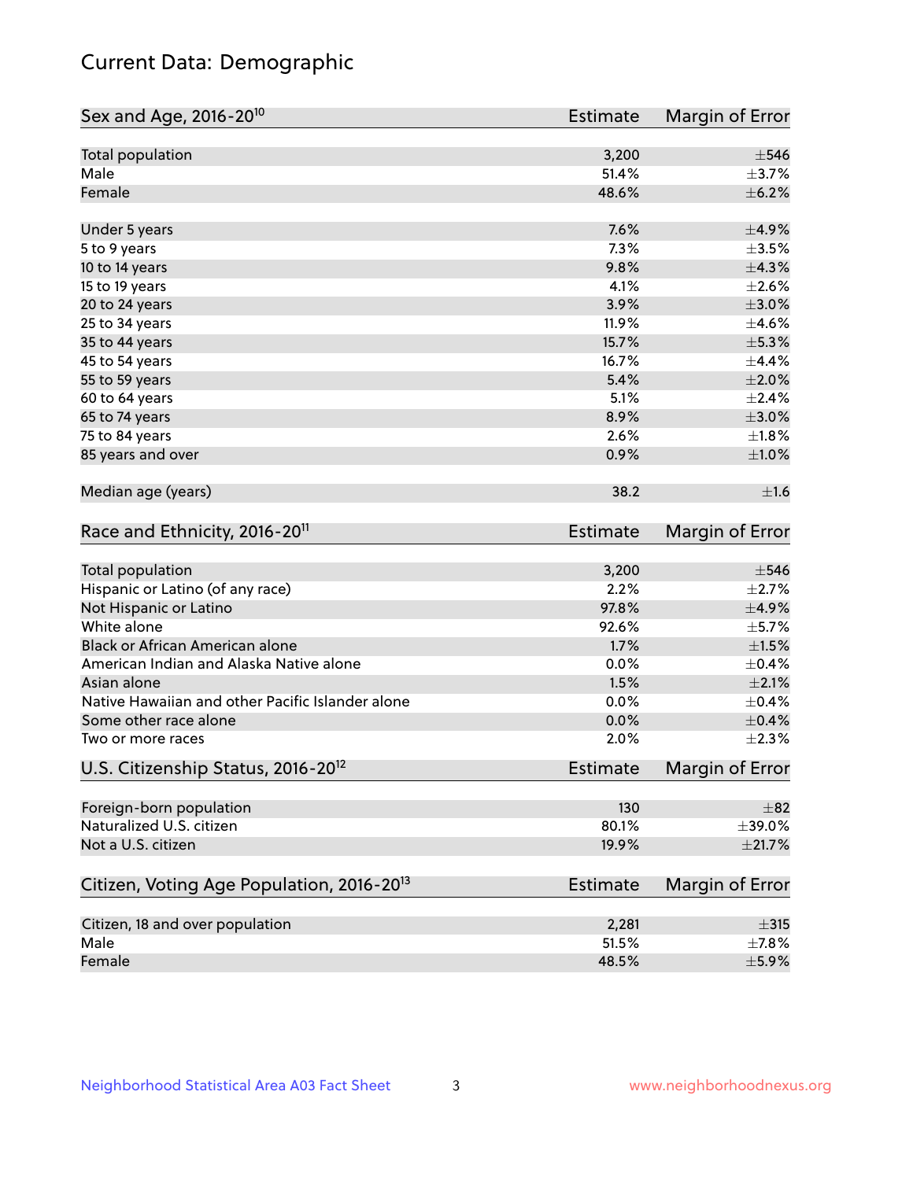# Current Data: Demographic

| Sex and Age, 2016-20[10] | Estimate | Margin of Error |
|---|---|---|
| Total population | 3,200 | ±546 |
| Male | 51.4% | ±3.7% |
| Female | 48.6% | ±6.2% |
| Under 5 years | 7.6% | ±4.9% |
| 5 to 9 years | 7.3% | ±3.5% |
| 10 to 14 years | 9.8% | ±4.3% |
| 15 to 19 years | 4.1% | ±2.6% |
| 20 to 24 years | 3.9% | ±3.0% |
| 25 to 34 years | 11.9% | ±4.6% |
| 35 to 44 years | 15.7% | ±5.3% |
| 45 to 54 years | 16.7% | ±4.4% |
| 55 to 59 years | 5.4% | ±2.0% |
| 60 to 64 years | 5.1% | ±2.4% |
| 65 to 74 years | 8.9% | ±3.0% |
| 75 to 84 years | 2.6% | ±1.8% |
| 85 years and over | 0.9% | ±1.0% |
| Median age (years) | 38.2 | ±1.6 |

| Race and Ethnicity, 2016-20[11] | Estimate | Margin of Error |
|---|---|---|
| Total population | 3,200 | ±546 |
| Hispanic or Latino (of any race) | 2.2% | ±2.7% |
| Not Hispanic or Latino | 97.8% | ±4.9% |
| White alone | 92.6% | ±5.7% |
| Black or African American alone | 1.7% | ±1.5% |
| American Indian and Alaska Native alone | 0.0% | ±0.4% |
| Asian alone | 1.5% | ±2.1% |
| Native Hawaiian and other Pacific Islander alone | 0.0% | ±0.4% |
| Some other race alone | 0.0% | ±0.4% |
| Two or more races | 2.0% | ±2.3% |

| U.S. Citizenship Status, 2016-20[12] | Estimate | Margin of Error |
|---|---|---|
| Foreign-born population | 130 | ±82 |
| Naturalized U.S. citizen | 80.1% | ±39.0% |
| Not a U.S. citizen | 19.9% | ±21.7% |

| Citizen, Voting Age Population, 2016-20[13] | Estimate | Margin of Error |
|---|---|---|
| Citizen, 18 and over population | 2,281 | ±315 |
| Male | 51.5% | ±7.8% |
| Female | 48.5% | ±5.9% |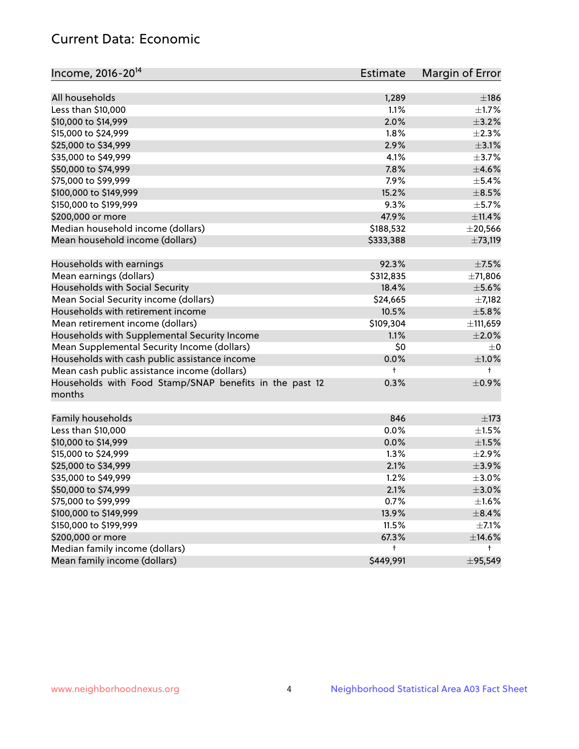## Current Data: Economic

| Income, 2016-20[14] | Estimate | Margin of Error |
|---|---|---|
| All households | 1,289 | ±186 |
| Less than $10,000 | 1.1% | ±1.7% |
| $10,000 to $14,999 | 2.0% | ±3.2% |
| $15,000 to $24,999 | 1.8% | ±2.3% |
| $25,000 to $34,999 | 2.9% | ±3.1% |
| $35,000 to $49,999 | 4.1% | ±3.7% |
| $50,000 to $74,999 | 7.8% | ±4.6% |
| $75,000 to $99,999 | 7.9% | ±5.4% |
| $100,000 to $149,999 | 15.2% | ±8.5% |
| $150,000 to $199,999 | 9.3% | ±5.7% |
| $200,000 or more | 47.9% | ±11.4% |
| Median household income (dollars) | $188,532 | ±20,566 |
| Mean household income (dollars) | $333,388 | ±73,119 |
| | | |
| Households with earnings | 92.3% | ±7.5% |
| Mean earnings (dollars) | $312,835 | ±71,806 |
| Households with Social Security | 18.4% | ±5.6% |
| Mean Social Security income (dollars) | $24,665 | ±7,182 |
| Households with retirement income | 10.5% | ±5.8% |
| Mean retirement income (dollars) | $109,304 | ±111,659 |
| Households with Supplemental Security Income | 1.1% | ±2.0% |
| Mean Supplemental Security Income (dollars) | $0 | ±0 |
| Households with cash public assistance income | 0.0% | ±1.0% |
| Mean cash public assistance income (dollars) | † | † |
| Households with Food Stamp/SNAP benefits in the past 12 months | 0.3% | ±0.9% |
| | | |
| Family households | 846 | ±173 |
| Less than $10,000 | 0.0% | ±1.5% |
| $10,000 to $14,999 | 0.0% | ±1.5% |
| $15,000 to $24,999 | 1.3% | ±2.9% |
| $25,000 to $34,999 | 2.1% | ±3.9% |
| $35,000 to $49,999 | 1.2% | ±3.0% |
| $50,000 to $74,999 | 2.1% | ±3.0% |
| $75,000 to $99,999 | 0.7% | ±1.6% |
| $100,000 to $149,999 | 13.9% | ±8.4% |
| $150,000 to $199,999 | 11.5% | ±7.1% |
| $200,000 or more | 67.3% | ±14.6% |
| Median family income (dollars) | † | † |
| Mean family income (dollars) | $449,991 | ±95,549 |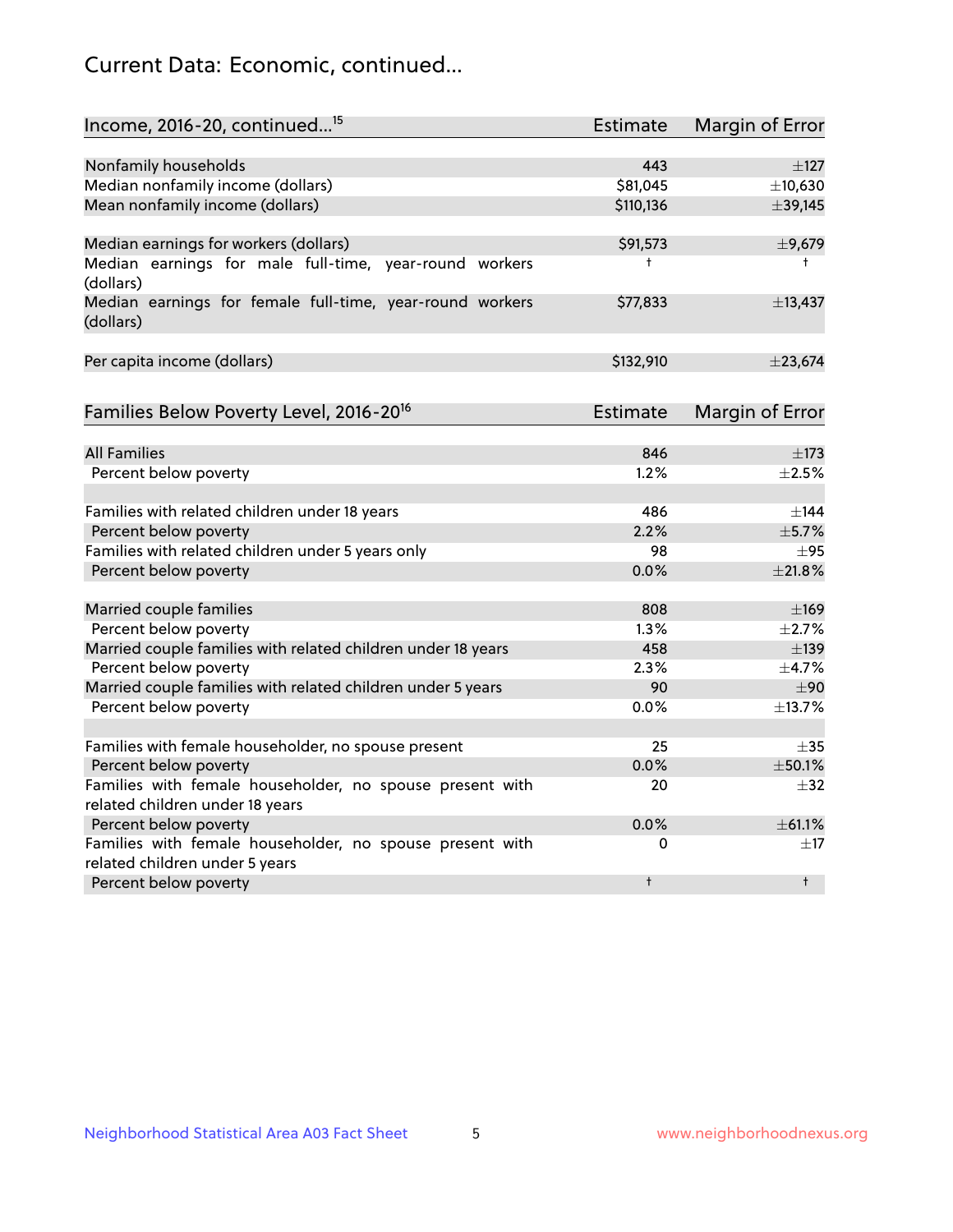# Current Data: Economic, continued...

| Income, 2016-20, continued...[15] | Estimate | Margin of Error |
| --- | --- | --- |
| Nonfamily households | 443 | ±127 |
| Median nonfamily income (dollars) | $81,045 | ±10,630 |
| Mean nonfamily income (dollars) | $110,136 | ±39,145 |
| | | |
| Median earnings for workers (dollars) | $91,573 | ±9,679 |
| Median earnings for male full-time, year-round workers (dollars) | † | † |
| Median earnings for female full-time, year-round workers (dollars) | $77,833 | ±13,437 |
| | | |
| Per capita income (dollars) | $132,910 | ±23,674 |

| Families Below Poverty Level, 2016-20[16] | Estimate | Margin of Error |
| --- | --- | --- |
| All Families | 846 | ±173 |
| Percent below poverty | 1.2% | ±2.5% |
| | | |
| Families with related children under 18 years | 486 | ±144 |
| Percent below poverty | 2.2% | ±5.7% |
| Families with related children under 5 years only | 98 | ±95 |
| Percent below poverty | 0.0% | ±21.8% |
| | | |
| Married couple families | 808 | ±169 |
| Percent below poverty | 1.3% | ±2.7% |
| Married couple families with related children under 18 years | 458 | ±139 |
| Percent below poverty | 2.3% | ±4.7% |
| Married couple families with related children under 5 years | 90 | ±90 |
| Percent below poverty | 0.0% | ±13.7% |
| | | |
| Families with female householder, no spouse present | 25 | ±35 |
| Percent below poverty | 0.0% | ±50.1% |
| Families with female householder, no spouse present with related children under 18 years | 20 | ±32 |
| Percent below poverty | 0.0% | ±61.1% |
| Families with female householder, no spouse present with related children under 5 years | 0 | ±17 |
| Percent below poverty | † | † |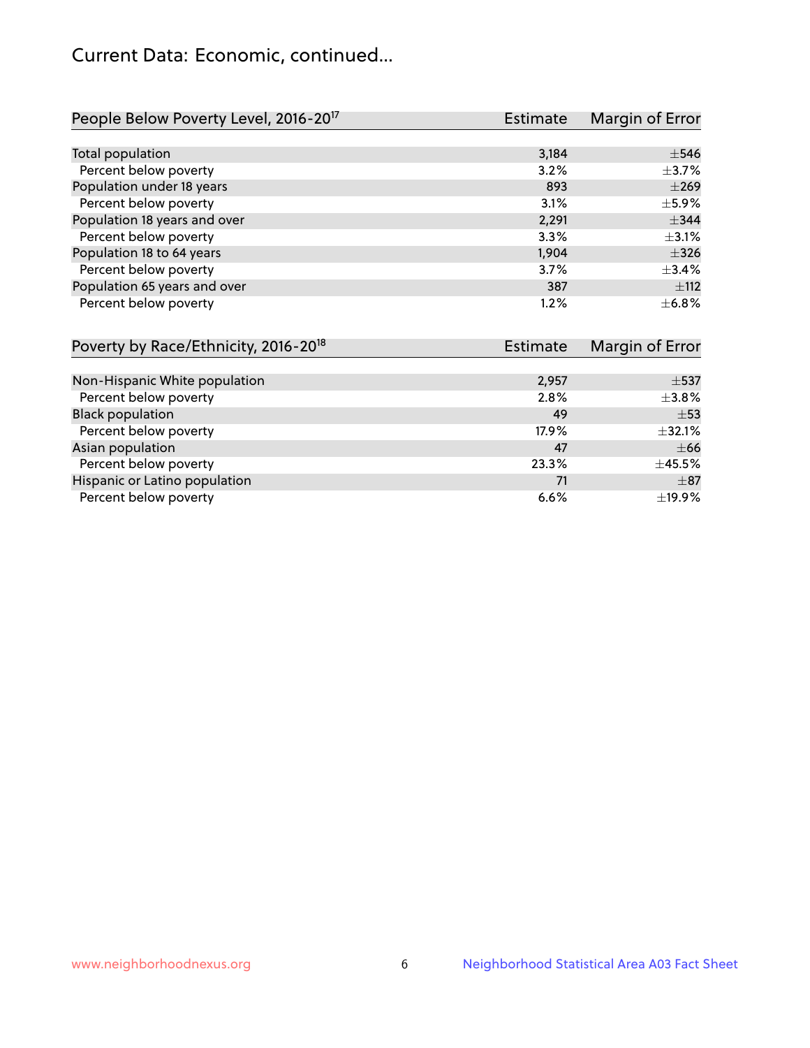# Current Data: Economic, continued...

| People Below Poverty Level, 2016-20[17] | Estimate | Margin of Error |
|---|---|---|
| Total population | 3,184 | ±546 |
| Percent below poverty | 3.2% | ±3.7% |
| Population under 18 years | 893 | ±269 |
| Percent below poverty | 3.1% | ±5.9% |
| Population 18 years and over | 2,291 | ±344 |
| Percent below poverty | 3.3% | ±3.1% |
| Population 18 to 64 years | 1,904 | ±326 |
| Percent below poverty | 3.7% | ±3.4% |
| Population 65 years and over | 387 | ±112 |
| Percent below poverty | 1.2% | ±6.8% |

| Poverty by Race/Ethnicity, 2016-20[18] | Estimate | Margin of Error |
|---|---|---|
| Non-Hispanic White population | 2,957 | ±537 |
| Percent below poverty | 2.8% | ±3.8% |
| Black population | 49 | ±53 |
| Percent below poverty | 17.9% | ±32.1% |
| Asian population | 47 | ±66 |
| Percent below poverty | 23.3% | ±45.5% |
| Hispanic or Latino population | 71 | ±87 |
| Percent below poverty | 6.6% | ±19.9% |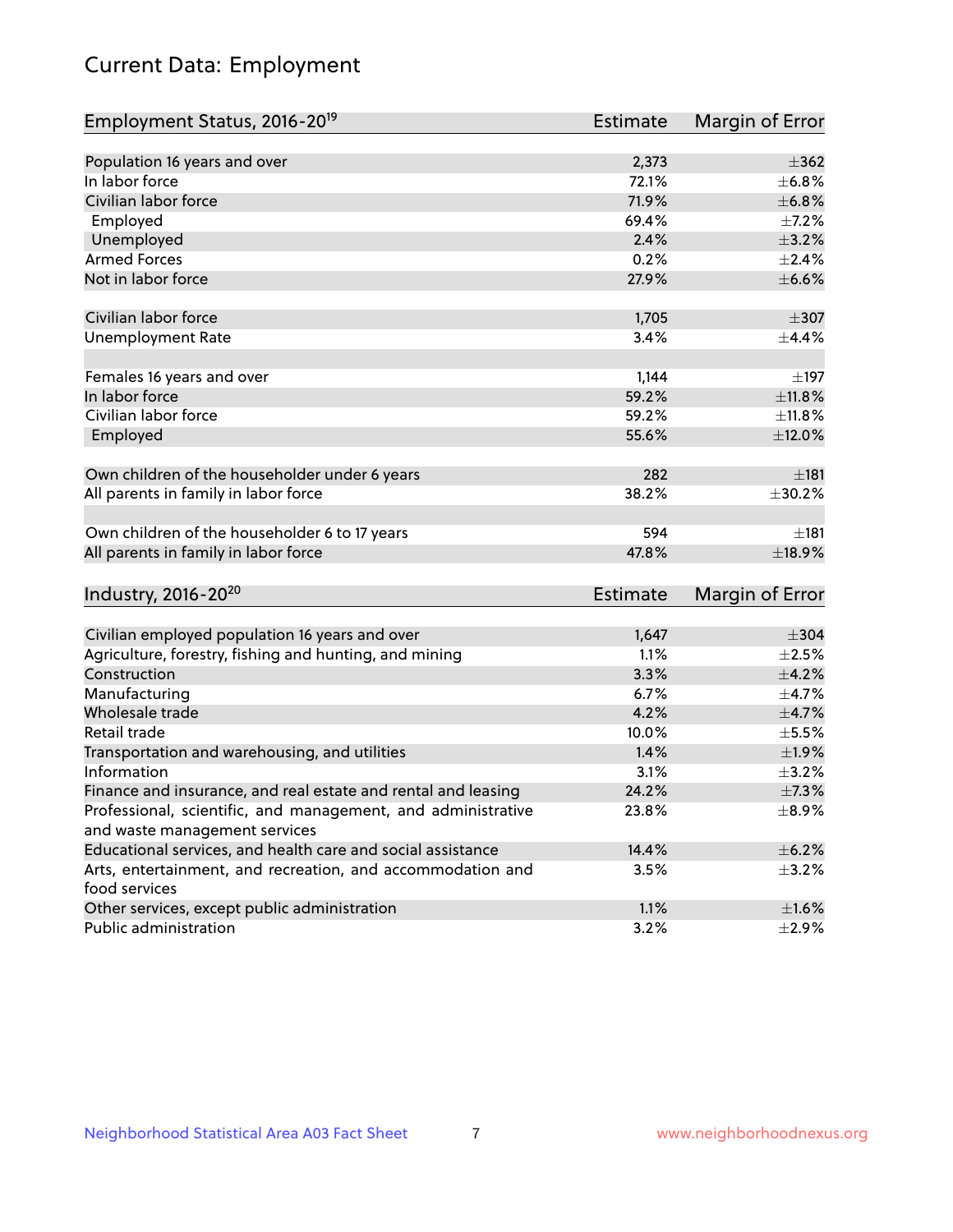# Current Data: Employment

| Employment Status, 2016-20[19] | Estimate | Margin of Error |
|---|---|---|
| Population 16 years and over | 2,373 | ±362 |
| In labor force | 72.1% | ±6.8% |
| Civilian labor force | 71.9% | ±6.8% |
| Employed | 69.4% | ±7.2% |
| Unemployed | 2.4% | ±3.2% |
| Armed Forces | 0.2% | ±2.4% |
| Not in labor force | 27.9% | ±6.6% |
| | | |
| Civilian labor force | 1,705 | ±307 |
| Unemployment Rate | 3.4% | ±4.4% |
| | | |
| Females 16 years and over | 1,144 | ±197 |
| In labor force | 59.2% | ±11.8% |
| Civilian labor force | 59.2% | ±11.8% |
| Employed | 55.6% | ±12.0% |
| | | |
| Own children of the householder under 6 years | 282 | ±181 |
| All parents in family in labor force | 38.2% | ±30.2% |
| | | |
| Own children of the householder 6 to 17 years | 594 | ±181 |
| All parents in family in labor force | 47.8% | ±18.9% |

| Industry, 2016-20[20] | Estimate | Margin of Error |
|---|---|---|
| Civilian employed population 16 years and over | 1,647 | ±304 |
| Agriculture, forestry, fishing and hunting, and mining | 1.1% | ±2.5% |
| Construction | 3.3% | ±4.2% |
| Manufacturing | 6.7% | ±4.7% |
| Wholesale trade | 4.2% | ±4.7% |
| Retail trade | 10.0% | ±5.5% |
| Transportation and warehousing, and utilities | 1.4% | ±1.9% |
| Information | 3.1% | ±3.2% |
| Finance and insurance, and real estate and rental and leasing | 24.2% | ±7.3% |
| Professional, scientific, and management, and administrative and waste management services | 23.8% | ±8.9% |
| Educational services, and health care and social assistance | 14.4% | ±6.2% |
| Arts, entertainment, and recreation, and accommodation and food services | 3.5% | ±3.2% |
| Other services, except public administration | 1.1% | ±1.6% |
| Public administration | 3.2% | ±2.9% |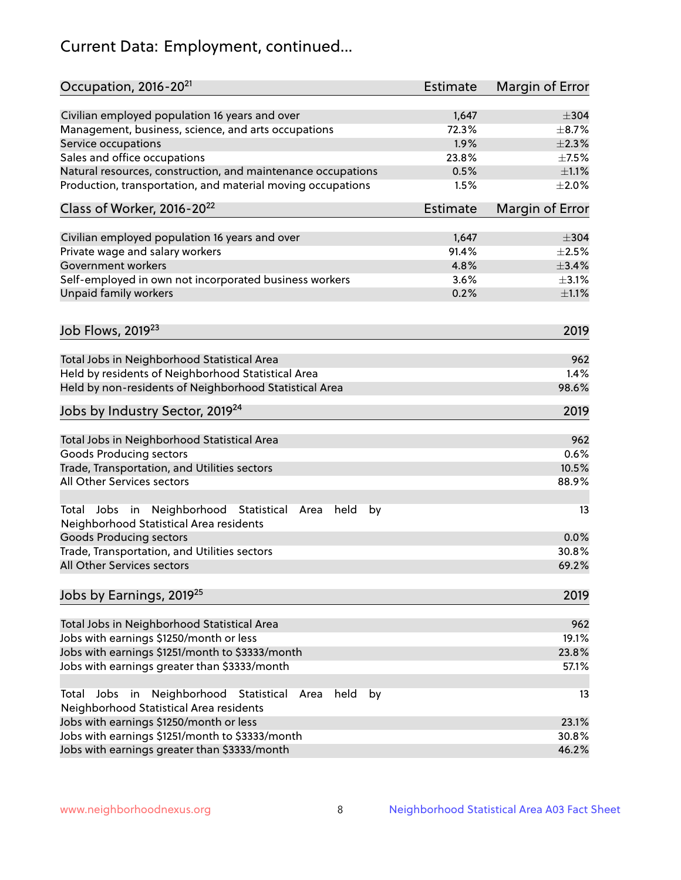# Current Data: Employment, continued...

| Occupation, 2016-20[21] | Estimate | Margin of Error |
|---|---|---|
| Civilian employed population 16 years and over | 1,647 | ±304 |
| Management, business, science, and arts occupations | 72.3% | ±8.7% |
| Service occupations | 1.9% | ±2.3% |
| Sales and office occupations | 23.8% | ±7.5% |
| Natural resources, construction, and maintenance occupations | 0.5% | ±1.1% |
| Production, transportation, and material moving occupations | 1.5% | ±2.0% |

| Class of Worker, 2016-20[22] | Estimate | Margin of Error |
|---|---|---|
| Civilian employed population 16 years and over | 1,647 | ±304 |
| Private wage and salary workers | 91.4% | ±2.5% |
| Government workers | 4.8% | ±3.4% |
| Self-employed in own not incorporated business workers | 3.6% | ±3.1% |
| Unpaid family workers | 0.2% | ±1.1% |

| Job Flows, 2019[23] | 2019 |
|---|---|
| Total Jobs in Neighborhood Statistical Area | 962 |
| Held by residents of Neighborhood Statistical Area | 1.4% |
| Held by non-residents of Neighborhood Statistical Area | 98.6% |

| Jobs by Industry Sector, 2019[24] | 2019 |
|---|---|
| Total Jobs in Neighborhood Statistical Area | 962 |
| Goods Producing sectors | 0.6% |
| Trade, Transportation, and Utilities sectors | 10.5% |
| All Other Services sectors | 88.9% |
| Total Jobs in Neighborhood Statistical Area held by Neighborhood Statistical Area residents | 13 |
| Goods Producing sectors | 0.0% |
| Trade, Transportation, and Utilities sectors | 30.8% |
| All Other Services sectors | 69.2% |

| Jobs by Earnings, 2019[25] | 2019 |
|---|---|
| Total Jobs in Neighborhood Statistical Area | 962 |
| Jobs with earnings $1250/month or less | 19.1% |
| Jobs with earnings $1251/month to $3333/month | 23.8% |
| Jobs with earnings greater than $3333/month | 57.1% |
| Total Jobs in Neighborhood Statistical Area held by Neighborhood Statistical Area residents | 13 |
| Jobs with earnings $1250/month or less | 23.1% |
| Jobs with earnings $1251/month to $3333/month | 30.8% |
| Jobs with earnings greater than $3333/month | 46.2% |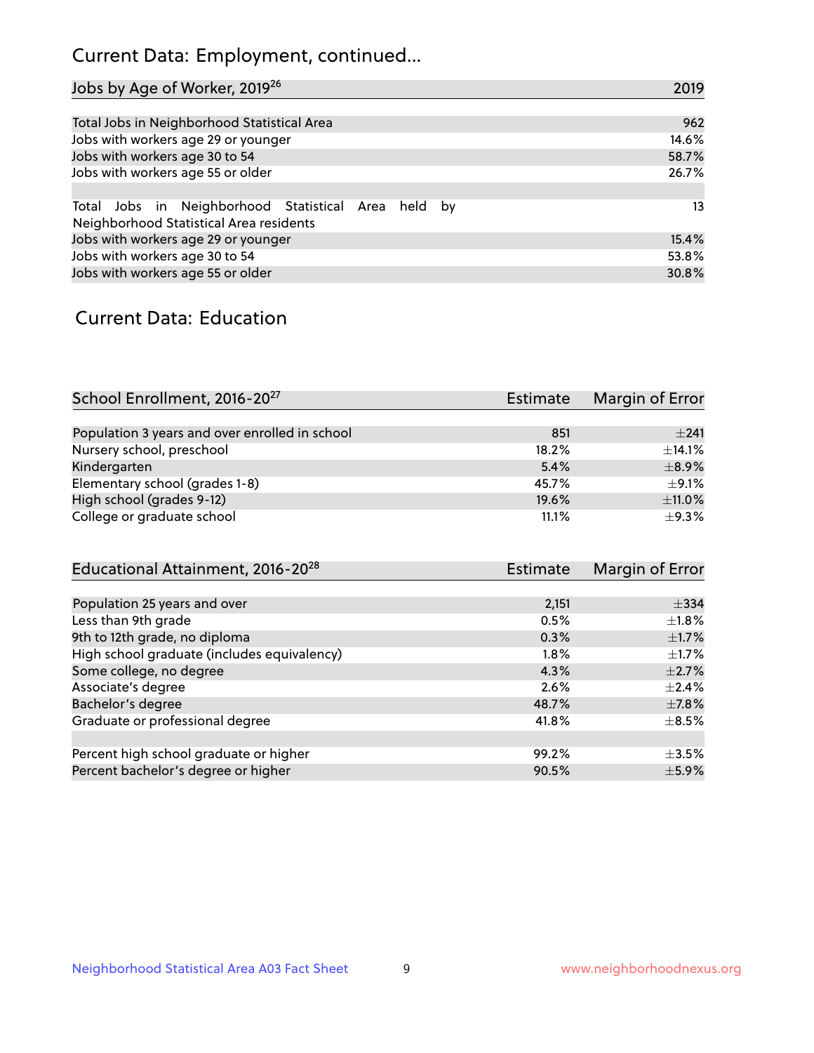# Current Data: Employment, continued...

| Jobs by Age of Worker, 2019[26] | 2019 |
|---|---|
| Total Jobs in Neighborhood Statistical Area | 962 |
| Jobs with workers age 29 or younger | 14.6% |
| Jobs with workers age 30 to 54 | 58.7% |
| Jobs with workers age 55 or older | 26.7% |
| | |
| Total Jobs in Neighborhood Statistical Area held by Neighborhood Statistical Area residents | 13 |
| Jobs with workers age 29 or younger | 15.4% |
| Jobs with workers age 30 to 54 | 53.8% |
| Jobs with workers age 55 or older | 30.8% |

## Current Data: Education

| School Enrollment, 2016-20[27] | Estimate | Margin of Error |
|---|---|---|
| Population 3 years and over enrolled in school | 851 | ±241 |
| Nursery school, preschool | 18.2% | ±14.1% |
| Kindergarten | 5.4% | ±8.9% |
| Elementary school (grades 1-8) | 45.7% | ±9.1% |
| High school (grades 9-12) | 19.6% | ±11.0% |
| College or graduate school | 11.1% | ±9.3% |

| Educational Attainment, 2016-20[28] | Estimate | Margin of Error |
|---|---|---|
| Population 25 years and over | 2,151 | ±334 |
| Less than 9th grade | 0.5% | ±1.8% |
| 9th to 12th grade, no diploma | 0.3% | ±1.7% |
| High school graduate (includes equivalency) | 1.8% | ±1.7% |
| Some college, no degree | 4.3% | ±2.7% |
| Associate's degree | 2.6% | ±2.4% |
| Bachelor's degree | 48.7% | ±7.8% |
| Graduate or professional degree | 41.8% | ±8.5% |
| | | |
| Percent high school graduate or higher | 99.2% | ±3.5% |
| Percent bachelor's degree or higher | 90.5% | ±5.9% |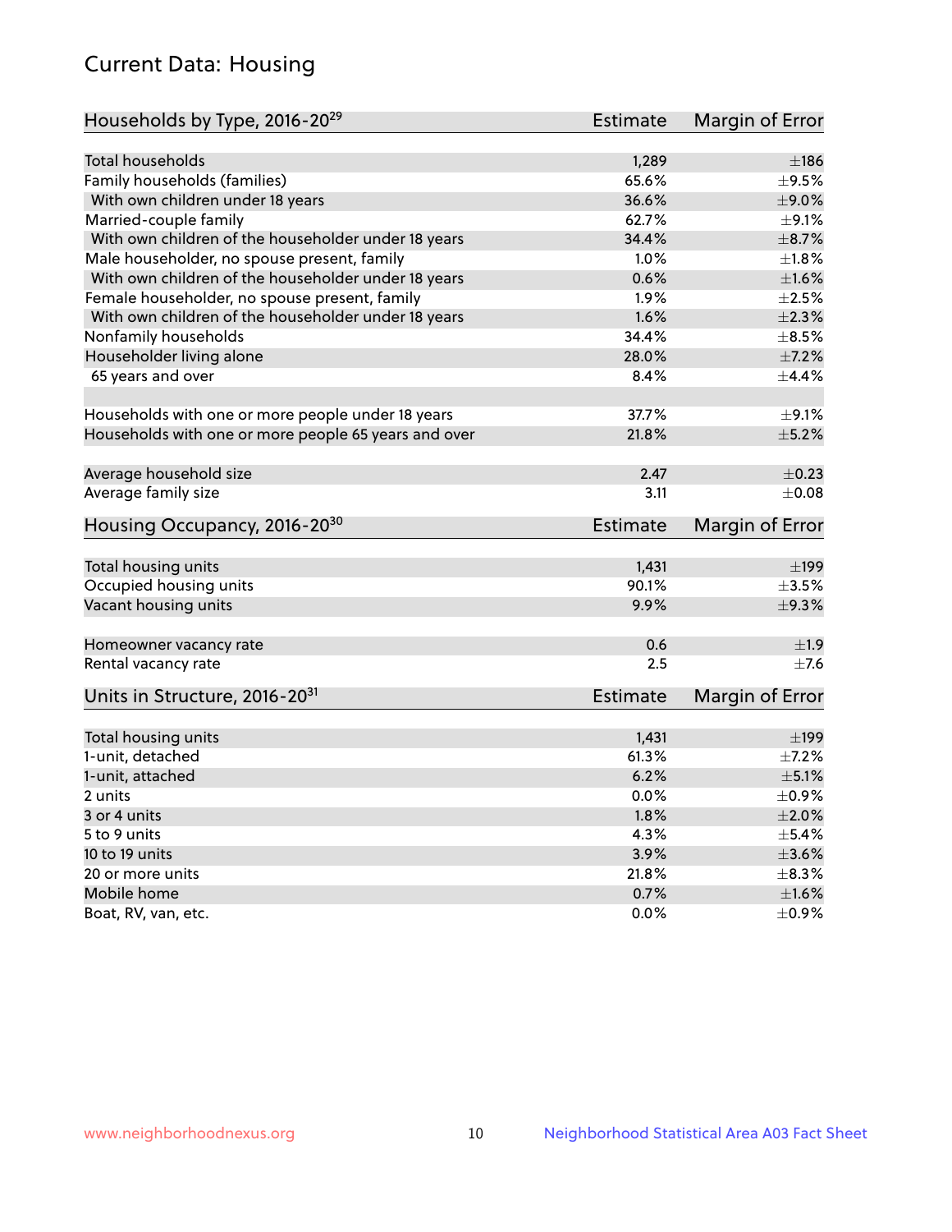# Current Data: Housing

| Households by Type, 2016-20[29] | Estimate | Margin of Error |
|---|---|---|
| Total households | 1,289 | ±186 |
| Family households (families) | 65.6% | ±9.5% |
| With own children under 18 years | 36.6% | ±9.0% |
| Married-couple family | 62.7% | ±9.1% |
| With own children of the householder under 18 years | 34.4% | ±8.7% |
| Male householder, no spouse present, family | 1.0% | ±1.8% |
| With own children of the householder under 18 years | 0.6% | ±1.6% |
| Female householder, no spouse present, family | 1.9% | ±2.5% |
| With own children of the householder under 18 years | 1.6% | ±2.3% |
| Nonfamily households | 34.4% | ±8.5% |
| Householder living alone | 28.0% | ±7.2% |
| 65 years and over | 8.4% | ±4.4% |
| | | |
| Households with one or more people under 18 years | 37.7% | ±9.1% |
| Households with one or more people 65 years and over | 21.8% | ±5.2% |
| | | |
| Average household size | 2.47 | ±0.23 |
| Average family size | 3.11 | ±0.08 |

| Housing Occupancy, 2016-20[30] | Estimate | Margin of Error |
|---|---|---|
| Total housing units | 1,431 | ±199 |
| Occupied housing units | 90.1% | ±3.5% |
| Vacant housing units | 9.9% | ±9.3% |
| | | |
| Homeowner vacancy rate | 0.6 | ±1.9 |
| Rental vacancy rate | 2.5 | ±7.6 |

| Units in Structure, 2016-20[31] | Estimate | Margin of Error |
|---|---|---|
| Total housing units | 1,431 | ±199 |
| 1-unit, detached | 61.3% | ±7.2% |
| 1-unit, attached | 6.2% | ±5.1% |
| 2 units | 0.0% | ±0.9% |
| 3 or 4 units | 1.8% | ±2.0% |
| 5 to 9 units | 4.3% | ±5.4% |
| 10 to 19 units | 3.9% | ±3.6% |
| 20 or more units | 21.8% | ±8.3% |
| Mobile home | 0.7% | ±1.6% |
| Boat, RV, van, etc. | 0.0% | ±0.9% |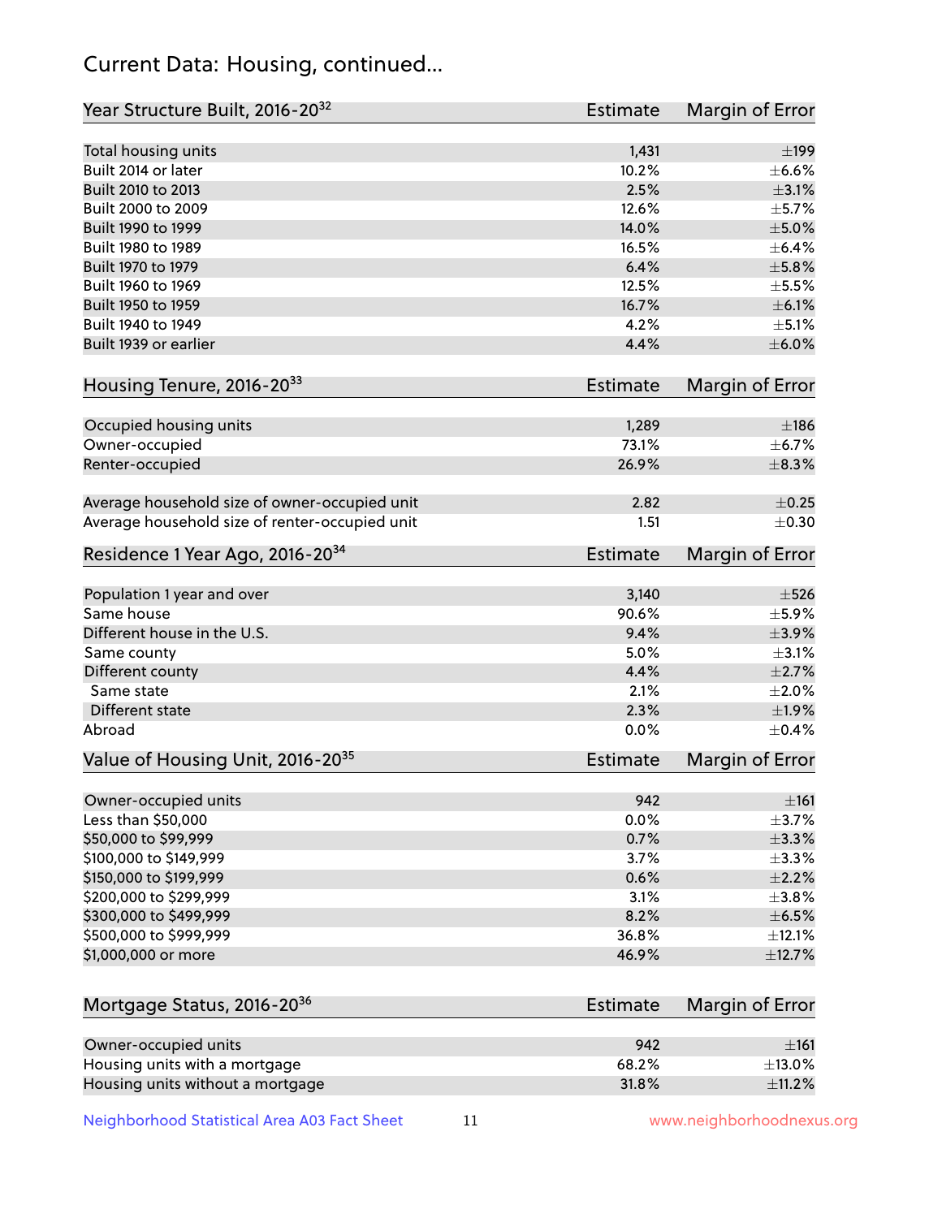## Current Data: Housing, continued...

| Year Structure Built, 2016-20[32] | Estimate | Margin of Error |
|---|---|---|
| Total housing units | 1,431 | ±199 |
| Built 2014 or later | 10.2% | ±6.6% |
| Built 2010 to 2013 | 2.5% | ±3.1% |
| Built 2000 to 2009 | 12.6% | ±5.7% |
| Built 1990 to 1999 | 14.0% | ±5.0% |
| Built 1980 to 1989 | 16.5% | ±6.4% |
| Built 1970 to 1979 | 6.4% | ±5.8% |
| Built 1960 to 1969 | 12.5% | ±5.5% |
| Built 1950 to 1959 | 16.7% | ±6.1% |
| Built 1940 to 1949 | 4.2% | ±5.1% |
| Built 1939 or earlier | 4.4% | ±6.0% |

| Housing Tenure, 2016-20[33] | Estimate | Margin of Error |
|---|---|---|
| Occupied housing units | 1,289 | ±186 |
| Owner-occupied | 73.1% | ±6.7% |
| Renter-occupied | 26.9% | ±8.3% |
| Average household size of owner-occupied unit | 2.82 | ±0.25 |
| Average household size of renter-occupied unit | 1.51 | ±0.30 |

| Residence 1 Year Ago, 2016-20[34] | Estimate | Margin of Error |
|---|---|---|
| Population 1 year and over | 3,140 | ±526 |
| Same house | 90.6% | ±5.9% |
| Different house in the U.S. | 9.4% | ±3.9% |
| Same county | 5.0% | ±3.1% |
| Different county | 4.4% | ±2.7% |
| Same state | 2.1% | ±2.0% |
| Different state | 2.3% | ±1.9% |
| Abroad | 0.0% | ±0.4% |

| Value of Housing Unit, 2016-20[35] | Estimate | Margin of Error |
|---|---|---|
| Owner-occupied units | 942 | ±161 |
| Less than $50,000 | 0.0% | ±3.7% |
| $50,000 to $99,999 | 0.7% | ±3.3% |
| $100,000 to $149,999 | 3.7% | ±3.3% |
| $150,000 to $199,999 | 0.6% | ±2.2% |
| $200,000 to $299,999 | 3.1% | ±3.8% |
| $300,000 to $499,999 | 8.2% | ±6.5% |
| $500,000 to $999,999 | 36.8% | ±12.1% |
| $1,000,000 or more | 46.9% | ±12.7% |

| Mortgage Status, 2016-20[36] | Estimate | Margin of Error |
|---|---|---|
| Owner-occupied units | 942 | ±161 |
| Housing units with a mortgage | 68.2% | ±13.0% |
| Housing units without a mortgage | 31.8% | ±11.2% |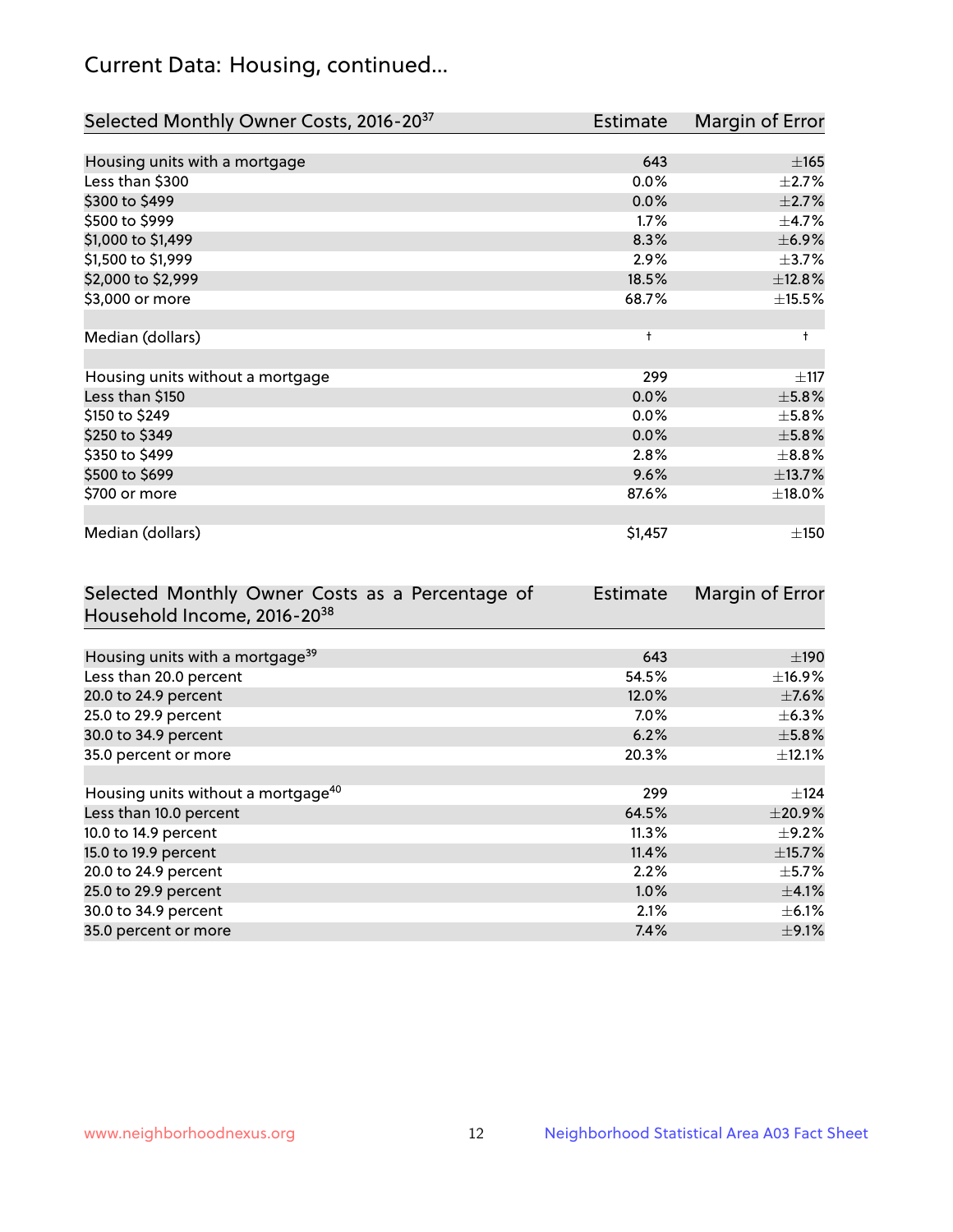# Current Data: Housing, continued...

| Selected Monthly Owner Costs, 2016-20[37] | Estimate | Margin of Error |
|---|---|---|
| Housing units with a mortgage | 643 | ±165 |
| Less than $300 | 0.0% | ±2.7% |
| $300 to $499 | 0.0% | ±2.7% |
| $500 to $999 | 1.7% | ±4.7% |
| $1,000 to $1,499 | 8.3% | ±6.9% |
| $1,500 to $1,999 | 2.9% | ±3.7% |
| $2,000 to $2,999 | 18.5% | ±12.8% |
| $3,000 or more | 68.7% | ±15.5% |
| | | |
| Median (dollars) | † | † |
| | | |
| Housing units without a mortgage | 299 | ±117 |
| Less than $150 | 0.0% | ±5.8% |
| $150 to $249 | 0.0% | ±5.8% |
| $250 to $349 | 0.0% | ±5.8% |
| $350 to $499 | 2.8% | ±8.8% |
| $500 to $699 | 9.6% | ±13.7% |
| $700 or more | 87.6% | ±18.0% |
| | | |
| Median (dollars) | $1,457 | ±150 |

| Selected Monthly Owner Costs as a Percentage of Household Income, 2016-20[38] | Estimate | Margin of Error |
|---|---|---|
| Housing units with a mortgage[39] | 643 | ±190 |
| Less than 20.0 percent | 54.5% | ±16.9% |
| 20.0 to 24.9 percent | 12.0% | ±7.6% |
| 25.0 to 29.9 percent | 7.0% | ±6.3% |
| 30.0 to 34.9 percent | 6.2% | ±5.8% |
| 35.0 percent or more | 20.3% | ±12.1% |
| | | |
| Housing units without a mortgage[40] | 299 | ±124 |
| Less than 10.0 percent | 64.5% | ±20.9% |
| 10.0 to 14.9 percent | 11.3% | ±9.2% |
| 15.0 to 19.9 percent | 11.4% | ±15.7% |
| 20.0 to 24.9 percent | 2.2% | ±5.7% |
| 25.0 to 29.9 percent | 1.0% | ±4.1% |
| 30.0 to 34.9 percent | 2.1% | ±6.1% |
| 35.0 percent or more | 7.4% | ±9.1% |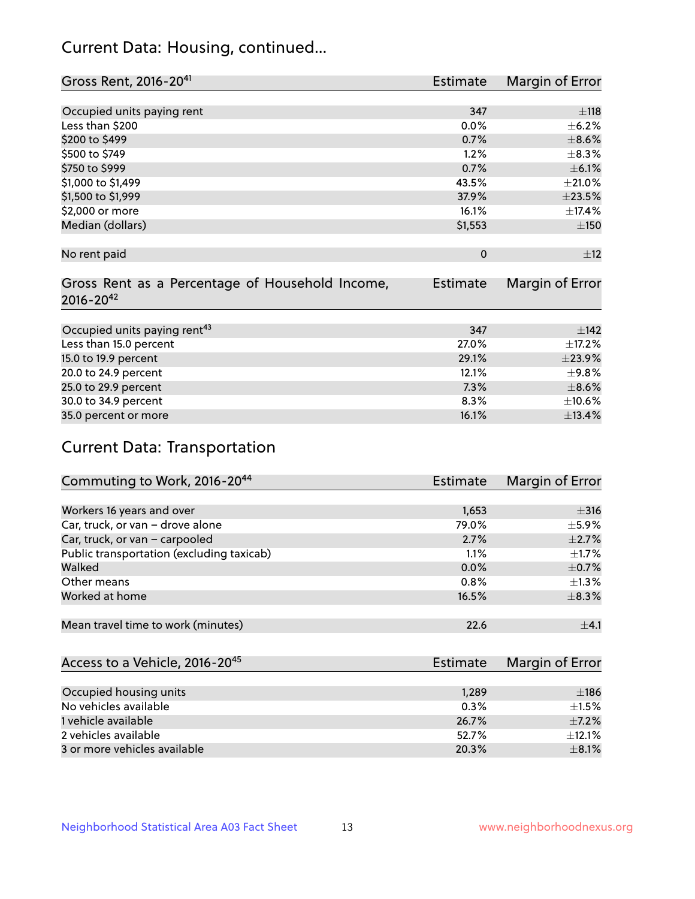## Current Data: Housing, continued...

| Gross Rent, 2016-20[41] | Estimate | Margin of Error |
|---|---|---|
| Occupied units paying rent | 347 | ±118 |
| Less than $200 | 0.0% | ±6.2% |
| $200 to $499 | 0.7% | ±8.6% |
| $500 to $749 | 1.2% | ±8.3% |
| $750 to $999 | 0.7% | ±6.1% |
| $1,000 to $1,499 | 43.5% | ±21.0% |
| $1,500 to $1,999 | 37.9% | ±23.5% |
| $2,000 or more | 16.1% | ±17.4% |
| Median (dollars) | $1,553 | ±150 |
| No rent paid | 0 | ±12 |

| Gross Rent as a Percentage of Household Income, 2016-20[42] | Estimate | Margin of Error |
|---|---|---|
| Occupied units paying rent[43] | 347 | ±142 |
| Less than 15.0 percent | 27.0% | ±17.2% |
| 15.0 to 19.9 percent | 29.1% | ±23.9% |
| 20.0 to 24.9 percent | 12.1% | ±9.8% |
| 25.0 to 29.9 percent | 7.3% | ±8.6% |
| 30.0 to 34.9 percent | 8.3% | ±10.6% |
| 35.0 percent or more | 16.1% | ±13.4% |

## Current Data: Transportation

| Commuting to Work, 2016-20[44] | Estimate | Margin of Error |
|---|---|---|
| Workers 16 years and over | 1,653 | ±316 |
| Car, truck, or van – drove alone | 79.0% | ±5.9% |
| Car, truck, or van – carpooled | 2.7% | ±2.7% |
| Public transportation (excluding taxicab) | 1.1% | ±1.7% |
| Walked | 0.0% | ±0.7% |
| Other means | 0.8% | ±1.3% |
| Worked at home | 16.5% | ±8.3% |
| Mean travel time to work (minutes) | 22.6 | ±4.1 |

| Access to a Vehicle, 2016-20[45] | Estimate | Margin of Error |
|---|---|---|
| Occupied housing units | 1,289 | ±186 |
| No vehicles available | 0.3% | ±1.5% |
| 1 vehicle available | 26.7% | ±7.2% |
| 2 vehicles available | 52.7% | ±12.1% |
| 3 or more vehicles available | 20.3% | ±8.1% |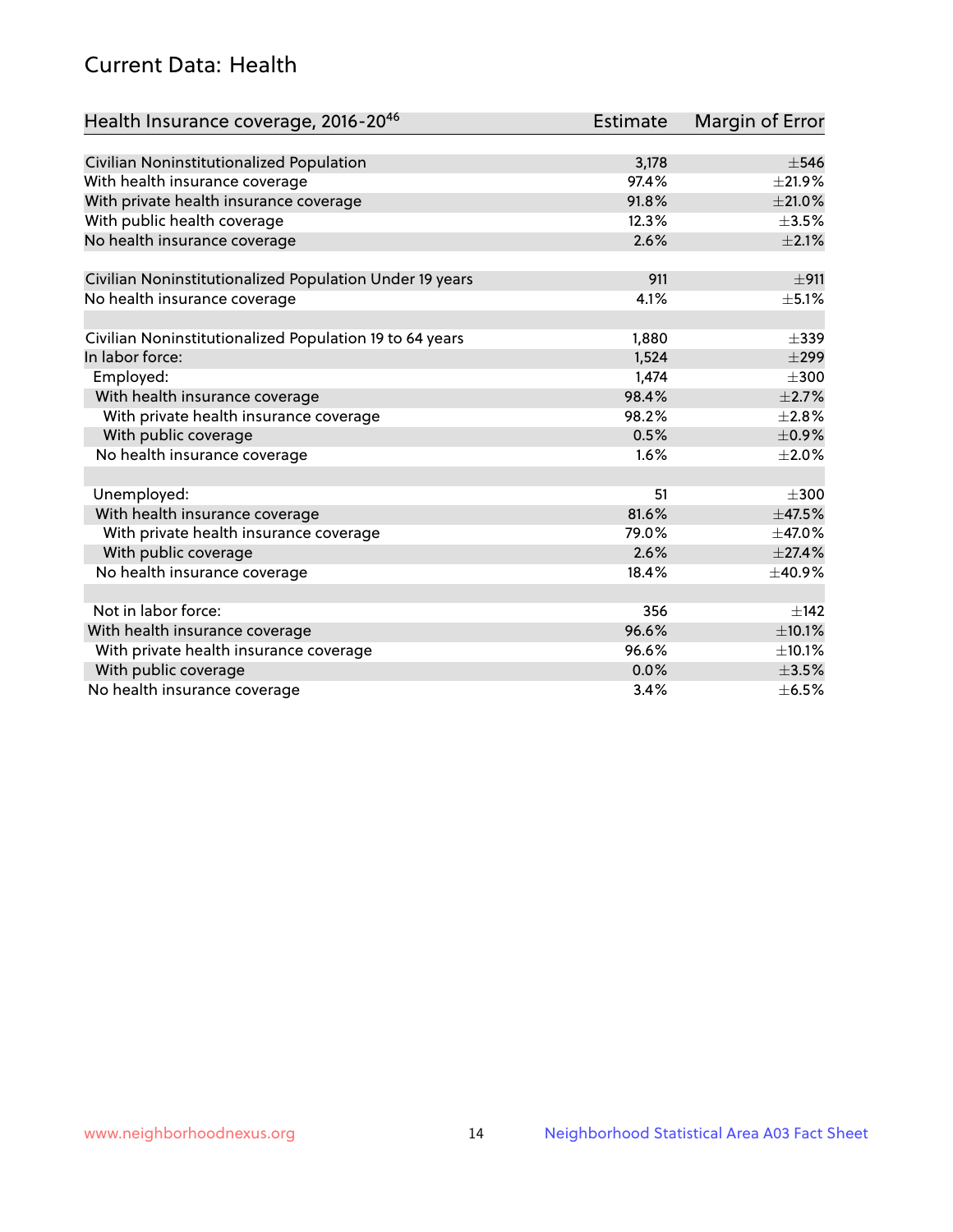## Current Data: Health

| Health Insurance coverage, 2016-20[46] | Estimate | Margin of Error |
|---|---|---|
| Civilian Noninstitutionalized Population | 3,178 | ±546 |
| With health insurance coverage | 97.4% | ±21.9% |
| With private health insurance coverage | 91.8% | ±21.0% |
| With public health coverage | 12.3% | ±3.5% |
| No health insurance coverage | 2.6% | ±2.1% |
| | | |
| Civilian Noninstitutionalized Population Under 19 years | 911 | ±911 |
| No health insurance coverage | 4.1% | ±5.1% |
| | | |
| Civilian Noninstitutionalized Population 19 to 64 years | 1,880 | ±339 |
| In labor force: | 1,524 | ±299 |
| Employed: | 1,474 | ±300 |
| With health insurance coverage | 98.4% | ±2.7% |
| With private health insurance coverage | 98.2% | ±2.8% |
| With public coverage | 0.5% | ±0.9% |
| No health insurance coverage | 1.6% | ±2.0% |
| | | |
| Unemployed: | 51 | ±300 |
| With health insurance coverage | 81.6% | ±47.5% |
| With private health insurance coverage | 79.0% | ±47.0% |
| With public coverage | 2.6% | ±27.4% |
| No health insurance coverage | 18.4% | ±40.9% |
| | | |
| Not in labor force: | 356 | ±142 |
| With health insurance coverage | 96.6% | ±10.1% |
| With private health insurance coverage | 96.6% | ±10.1% |
| With public coverage | 0.0% | ±3.5% |
| No health insurance coverage | 3.4% | ±6.5% |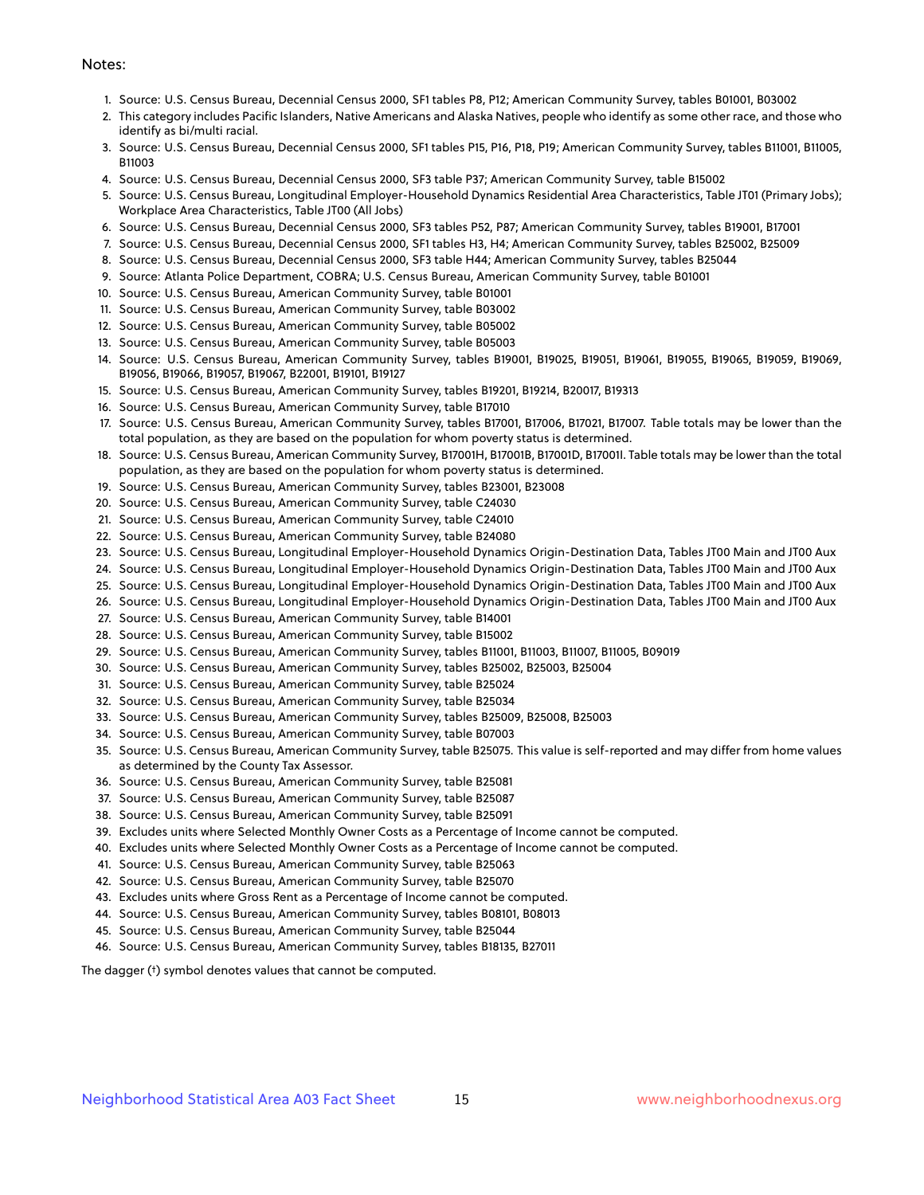Notes:

1. Source: U.S. Census Bureau, Decennial Census 2000, SF1 tables P8, P12; American Community Survey, tables B01001, B03002
2. This category includes Pacific Islanders, Native Americans and Alaska Natives, people who identify as some other race, and those who identify as bi/multi racial.
3. Source: U.S. Census Bureau, Decennial Census 2000, SF1 tables P15, P16, P18, P19; American Community Survey, tables B11001, B11005, B11003
4. Source: U.S. Census Bureau, Decennial Census 2000, SF3 table P37; American Community Survey, table B15002
5. Source: U.S. Census Bureau, Longitudinal Employer-Household Dynamics Residential Area Characteristics, Table JT01 (Primary Jobs); Workplace Area Characteristics, Table JT00 (All Jobs)
6. Source: U.S. Census Bureau, Decennial Census 2000, SF3 tables P52, P87; American Community Survey, tables B19001, B17001
7. Source: U.S. Census Bureau, Decennial Census 2000, SF1 tables H3, H4; American Community Survey, tables B25002, B25009
8. Source: U.S. Census Bureau, Decennial Census 2000, SF3 table H44; American Community Survey, tables B25044
9. Source: Atlanta Police Department, COBRA; U.S. Census Bureau, American Community Survey, table B01001
10. Source: U.S. Census Bureau, American Community Survey, table B01001
11. Source: U.S. Census Bureau, American Community Survey, table B03002
12. Source: U.S. Census Bureau, American Community Survey, table B05002
13. Source: U.S. Census Bureau, American Community Survey, table B05003
14. Source: U.S. Census Bureau, American Community Survey, tables B19001, B19025, B19051, B19061, B19055, B19065, B19059, B19069, B19056, B19066, B19057, B19067, B22001, B19101, B19127
15. Source: U.S. Census Bureau, American Community Survey, tables B19201, B19214, B20017, B19313
16. Source: U.S. Census Bureau, American Community Survey, table B17010
17. Source: U.S. Census Bureau, American Community Survey, tables B17001, B17006, B17021, B17007. Table totals may be lower than the total population, as they are based on the population for whom poverty status is determined.
18. Source: U.S. Census Bureau, American Community Survey, B17001H, B17001B, B17001D, B17001I. Table totals may be lower than the total population, as they are based on the population for whom poverty status is determined.
19. Source: U.S. Census Bureau, American Community Survey, tables B23001, B23008
20. Source: U.S. Census Bureau, American Community Survey, table C24030
21. Source: U.S. Census Bureau, American Community Survey, table C24010
22. Source: U.S. Census Bureau, American Community Survey, table B24080
23. Source: U.S. Census Bureau, Longitudinal Employer-Household Dynamics Origin-Destination Data, Tables JT00 Main and JT00 Aux
24. Source: U.S. Census Bureau, Longitudinal Employer-Household Dynamics Origin-Destination Data, Tables JT00 Main and JT00 Aux
25. Source: U.S. Census Bureau, Longitudinal Employer-Household Dynamics Origin-Destination Data, Tables JT00 Main and JT00 Aux
26. Source: U.S. Census Bureau, Longitudinal Employer-Household Dynamics Origin-Destination Data, Tables JT00 Main and JT00 Aux
27. Source: U.S. Census Bureau, American Community Survey, table B14001
28. Source: U.S. Census Bureau, American Community Survey, table B15002
29. Source: U.S. Census Bureau, American Community Survey, tables B11001, B11003, B11007, B11005, B09019
30. Source: U.S. Census Bureau, American Community Survey, tables B25002, B25003, B25004
31. Source: U.S. Census Bureau, American Community Survey, table B25024
32. Source: U.S. Census Bureau, American Community Survey, table B25034
33. Source: U.S. Census Bureau, American Community Survey, tables B25009, B25008, B25003
34. Source: U.S. Census Bureau, American Community Survey, table B07003
35. Source: U.S. Census Bureau, American Community Survey, table B25075. This value is self-reported and may differ from home values as determined by the County Tax Assessor.
36. Source: U.S. Census Bureau, American Community Survey, table B25081
37. Source: U.S. Census Bureau, American Community Survey, table B25087
38. Source: U.S. Census Bureau, American Community Survey, table B25091
39. Excludes units where Selected Monthly Owner Costs as a Percentage of Income cannot be computed.
40. Excludes units where Selected Monthly Owner Costs as a Percentage of Income cannot be computed.
41. Source: U.S. Census Bureau, American Community Survey, table B25063
42. Source: U.S. Census Bureau, American Community Survey, table B25070
43. Excludes units where Gross Rent as a Percentage of Income cannot be computed.
44. Source: U.S. Census Bureau, American Community Survey, tables B08101, B08013
45. Source: U.S. Census Bureau, American Community Survey, table B25044
46. Source: U.S. Census Bureau, American Community Survey, tables B18135, B27011

The dagger (†) symbol denotes values that cannot be computed.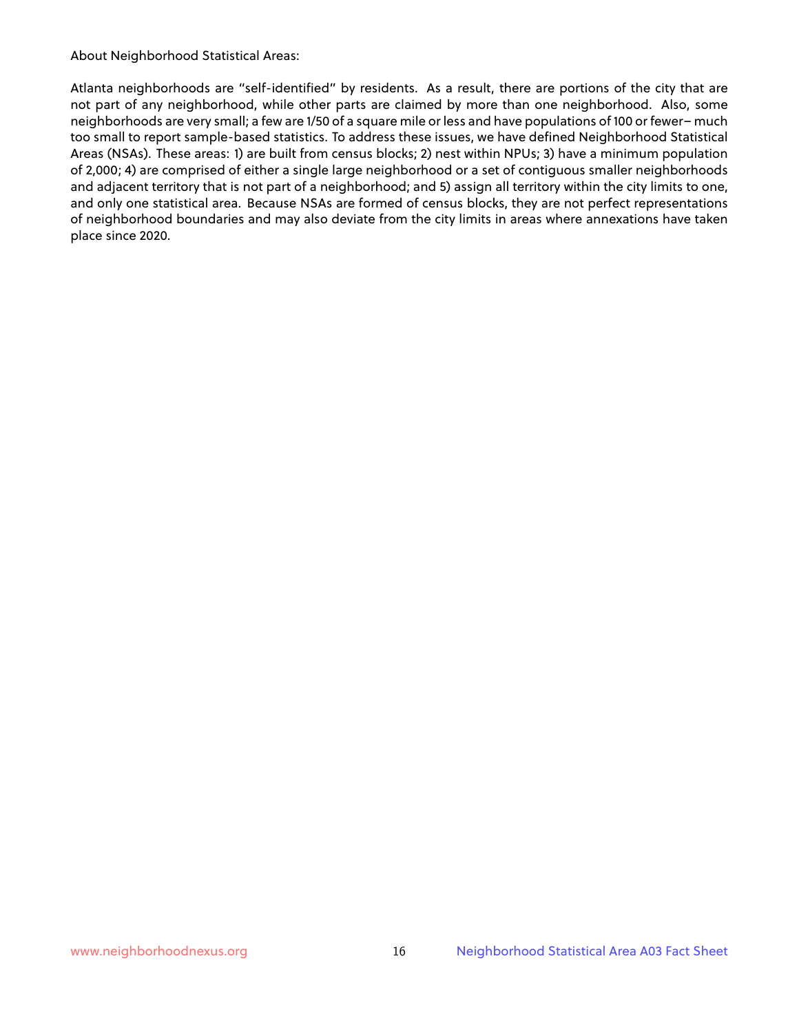About Neighborhood Statistical Areas:

Atlanta neighborhoods are "self-identified" by residents. As a result, there are portions of the city that are not part of any neighborhood, while other parts are claimed by more than one neighborhood. Also, some neighborhoods are very small; a few are 1/50 of a square mile or less and have populations of 100 or fewer– much too small to report sample-based statistics. To address these issues, we have defined Neighborhood Statistical Areas (NSAs). These areas: 1) are built from census blocks; 2) nest within NPUs; 3) have a minimum population of 2,000; 4) are comprised of either a single large neighborhood or a set of contiguous smaller neighborhoods and adjacent territory that is not part of a neighborhood; and 5) assign all territory within the city limits to one, and only one statistical area. Because NSAs are formed of census blocks, they are not perfect representations of neighborhood boundaries and may also deviate from the city limits in areas where annexations have taken place since 2020.